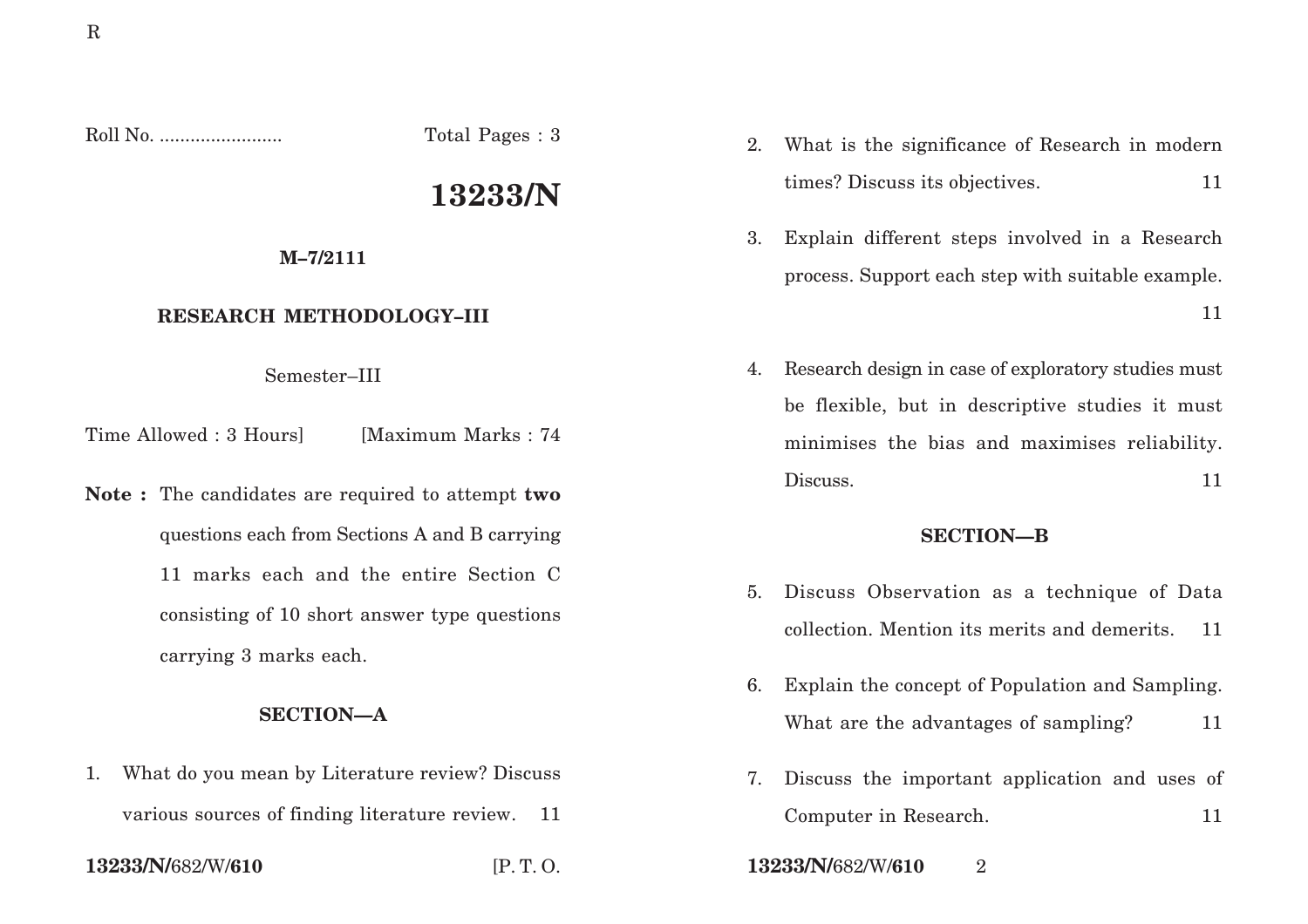Roll No. ........................ Total Pages : 3

# 13233/N

**M–7/2111**

**RESEARCH METHODOLOGY–III**

Semester–III

Time Allowed : 3 Hours] [Maximum Marks : 74

**Note :** The candidates are required to attempt **two** questions each from Sections A and B carrying 11 marks each and the entire Section C consisting of 10 short answer type questions carrying 3 marks each.

## SECTION—A

1. What do you mean by Literature review? Discuss various sources of finding literature review. 11

2. What is the significance of Research in modern times? Discuss its objectives. 11

3. Explain different steps involved in a Research process. Support each step with suitable example. 11

4. Research design in case of exploratory studies must be flexible, but in descriptive studies it must minimises the bias and maximises reliability. Discuss. 11

## SECTION—B

5. Discuss Observation as a technique of Data collection. Mention its merits and demerits. 11

6. Explain the concept of Population and Sampling. What are the advantages of sampling? 11

7. Discuss the important application and uses of Computer in Research. 11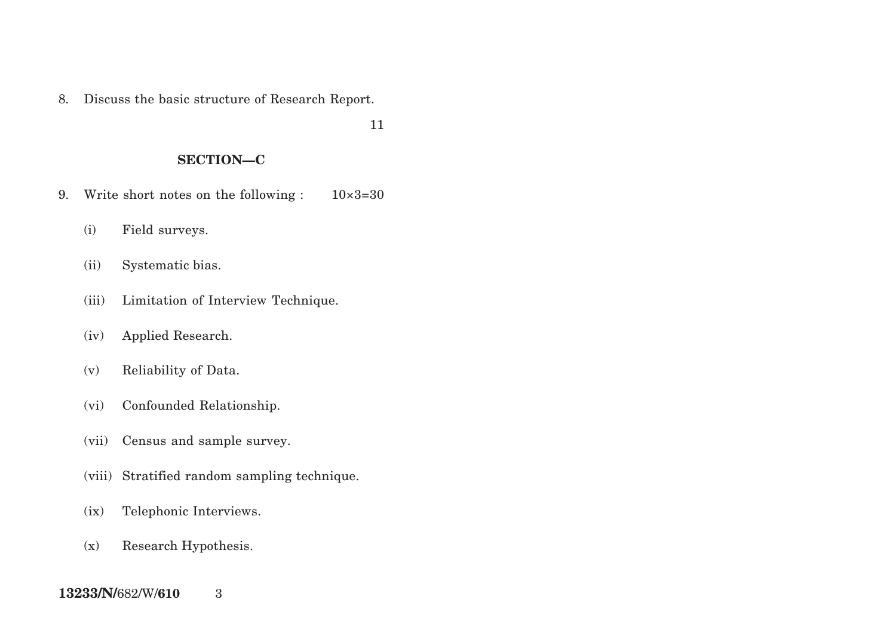8. Discuss the basic structure of Research Report.

11

## SECTION—C

9. Write short notes on the following : 10×3=30

   (i) Field surveys.

   (ii) Systematic bias.

   (iii) Limitation of Interview Technique.

   (iv) Applied Research.

   (v) Reliability of Data.

   (vi) Confounded Relationship.

   (vii) Census and sample survey.

   (viii) Stratified random sampling technique.

   (ix) Telephonic Interviews.

   (x) Research Hypothesis.

**13233/N/**682/W/**610**